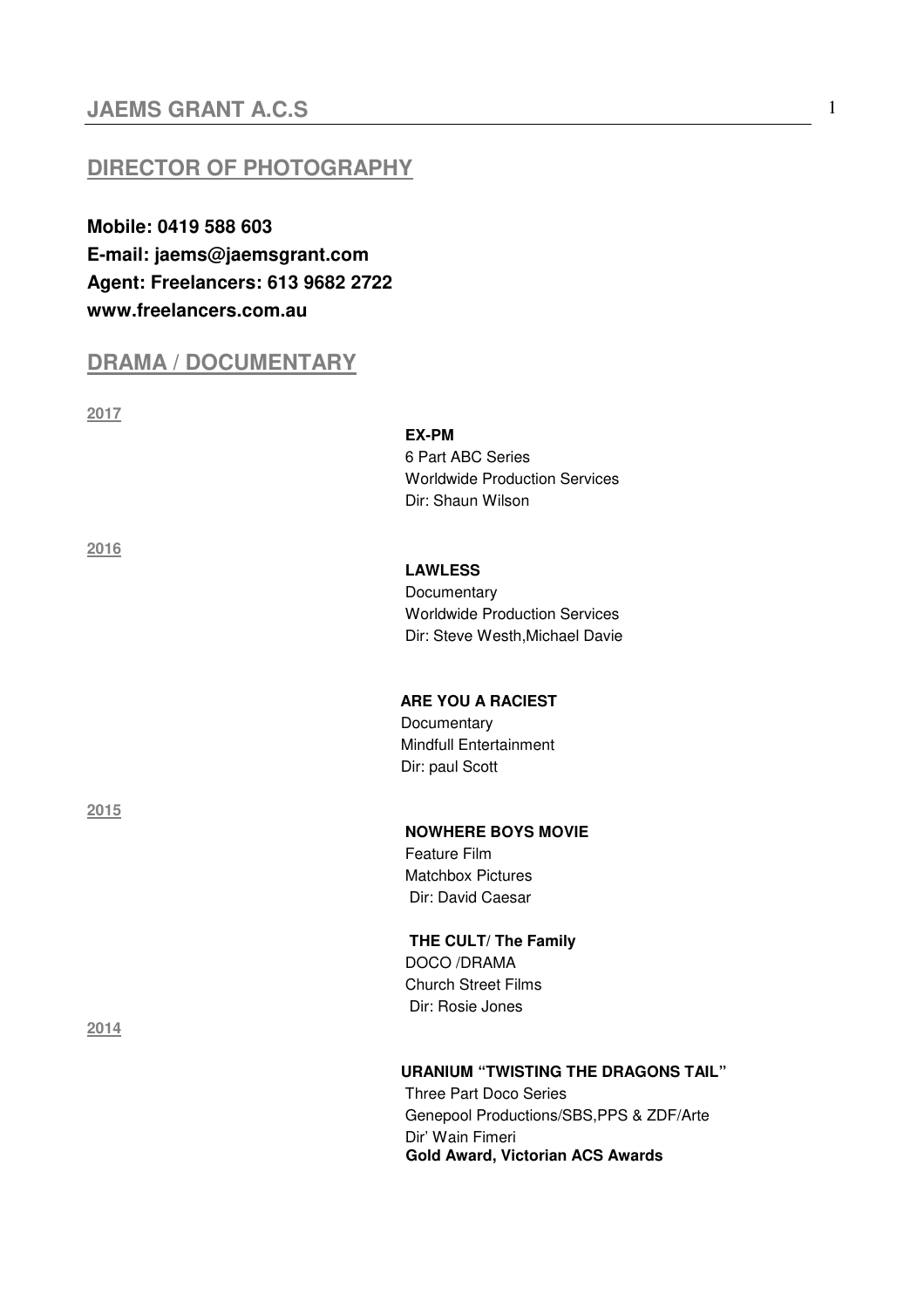# JAEMS GRANT A.C.S

## DIRECTOR OF PHOTOGRAPHY

**Mobile: 0419 588 603**
**E-mail: jaems@jaemsgrant.com**
**Agent: Freelancers: 613 9682 2722**
**www.freelancers.com.au**

## DRAMA / DOCUMENTARY

### 2017

**EX-PM**
6 Part ABC Series
Worldwide Production Services
Dir: Shaun Wilson

### 2016

**LAWLESS**
Documentary
Worldwide Production Services
Dir: Steve Westh,Michael Davie

**ARE YOU A RACIEST**
Documentary
Mindfull Entertainment
Dir: paul Scott

### 2015

**NOWHERE BOYS MOVIE**
Feature Film
Matchbox Pictures
Dir: David Caesar

**THE CULT/ The Family**
DOCO /DRAMA
Church Street Films
Dir: Rosie Jones

### 2014

**URANIUM "TWISTING THE DRAGONS TAIL"**
Three Part Doco Series
Genepool Productions/SBS,PPS & ZDF/Arte
Dir' Wain Fimeri
**Gold Award, Victorian ACS Awards**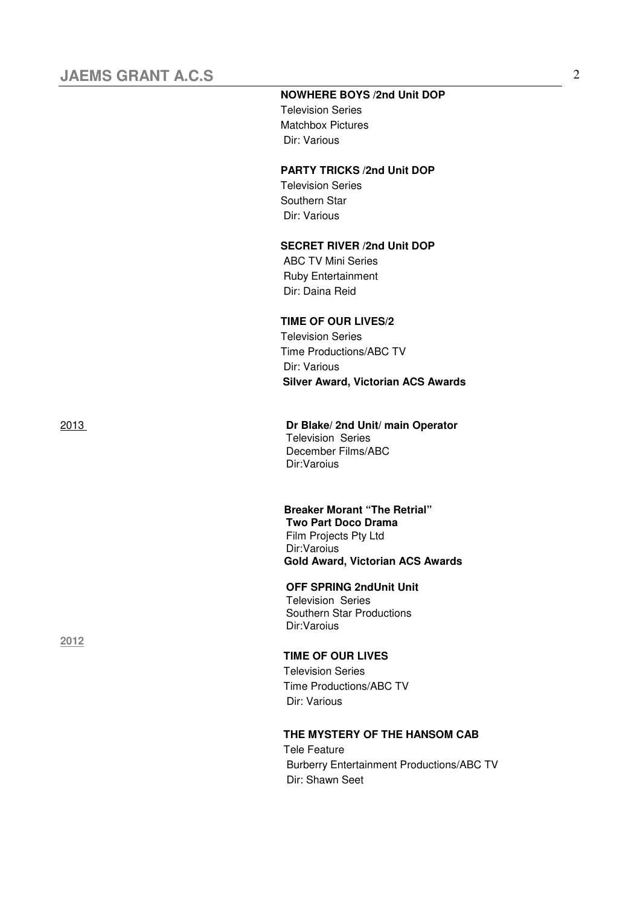**NOWHERE BOYS /2nd Unit DOP**
Television Series
Matchbox Pictures
Dir: Various

**PARTY TRICKS /2nd Unit DOP**
Television Series
Southern Star
Dir: Various

**SECRET RIVER /2nd Unit DOP**
ABC TV Mini Series
Ruby Entertainment
Dir: Daina Reid

**TIME OF OUR LIVES/2**
Television Series
Time Productions/ABC TV
Dir: Various
**Silver Award, Victorian ACS Awards**

2013

**Dr Blake/ 2nd Unit/ main Operator**
Television Series
December Films/ABC
Dir:Varoius

**Breaker Morant "The Retrial"**
**Two Part Doco Drama**
Film Projects Pty Ltd
Dir:Varoius
**Gold Award, Victorian ACS Awards**

**OFF SPRING 2ndUnit Unit**
Television Series
Southern Star Productions
Dir:Varoius

**2012**

**TIME OF OUR LIVES**
Television Series
Time Productions/ABC TV
Dir: Various

**THE MYSTERY OF THE HANSOM CAB**
Tele Feature
Burberry Entertainment Productions/ABC TV
Dir: Shawn Seet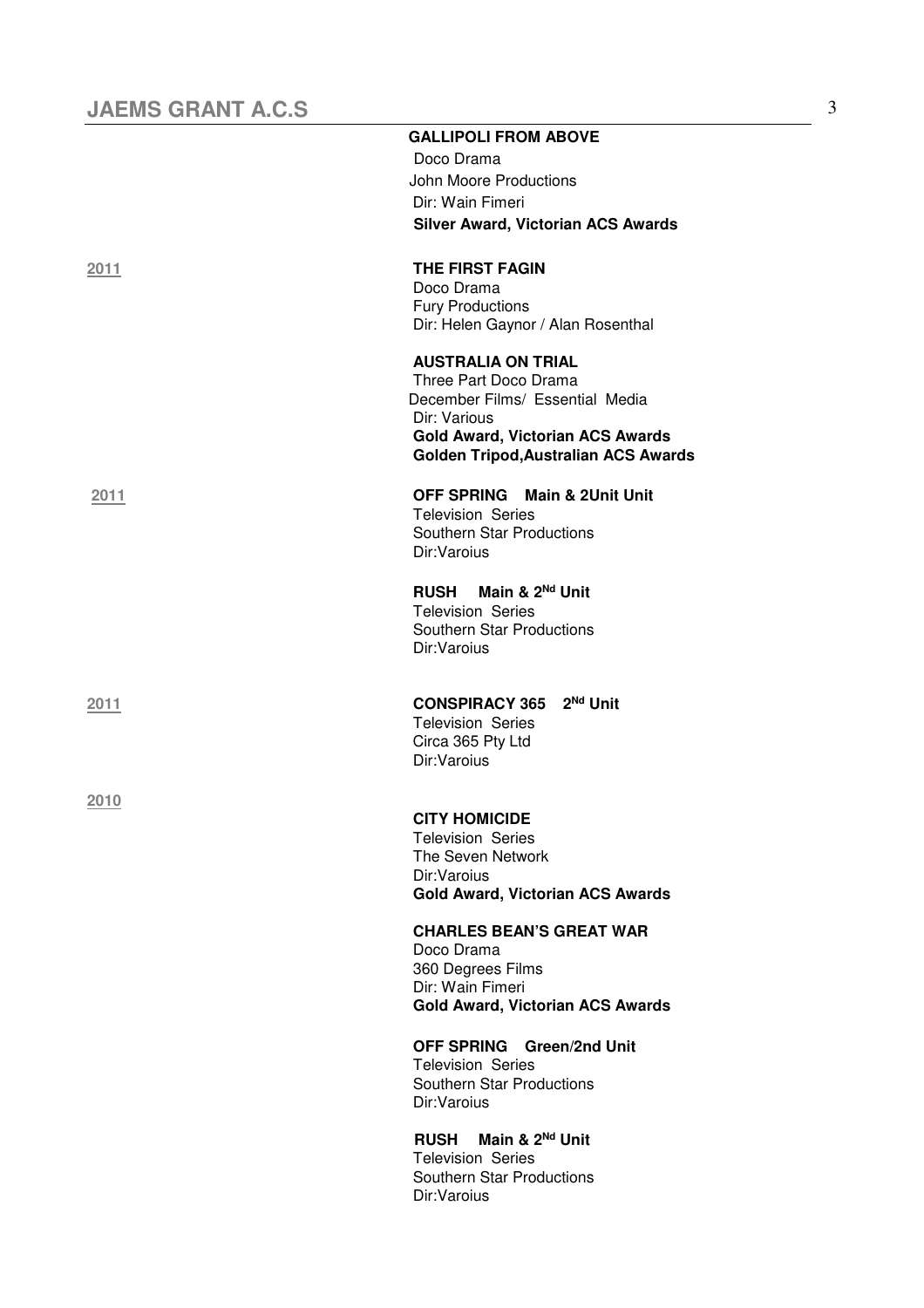**GALLIPOLI FROM ABOVE**
Doco Drama
John Moore Productions
Dir: Wain Fimeri
**Silver Award, Victorian ACS Awards**

**2011**

**THE FIRST FAGIN**
Doco Drama
Fury Productions
Dir: Helen Gaynor / Alan Rosenthal

**AUSTRALIA ON TRIAL**
Three Part Doco Drama
December Films/ Essential Media
Dir: Various
**Gold Award, Victorian ACS Awards**
**Golden Tripod,Australian ACS Awards**

**2011**

**OFF SPRING Main & 2Unit Unit**
Television Series
Southern Star Productions
Dir:Varoius

**RUSH Main & 2Nd Unit**
Television Series
Southern Star Productions
Dir:Varoius

**2011**

**CONSPIRACY 365 2Nd Unit**
Television Series
Circa 365 Pty Ltd
Dir:Varoius

**2010**

**CITY HOMICIDE**
Television Series
The Seven Network
Dir:Varoius
**Gold Award, Victorian ACS Awards**

**CHARLES BEAN'S GREAT WAR**
Doco Drama
360 Degrees Films
Dir: Wain Fimeri
**Gold Award, Victorian ACS Awards**

**OFF SPRING Green/2nd Unit**
Television Series
Southern Star Productions
Dir:Varoius

**RUSH Main & 2Nd Unit**
Television Series
Southern Star Productions
Dir:Varoius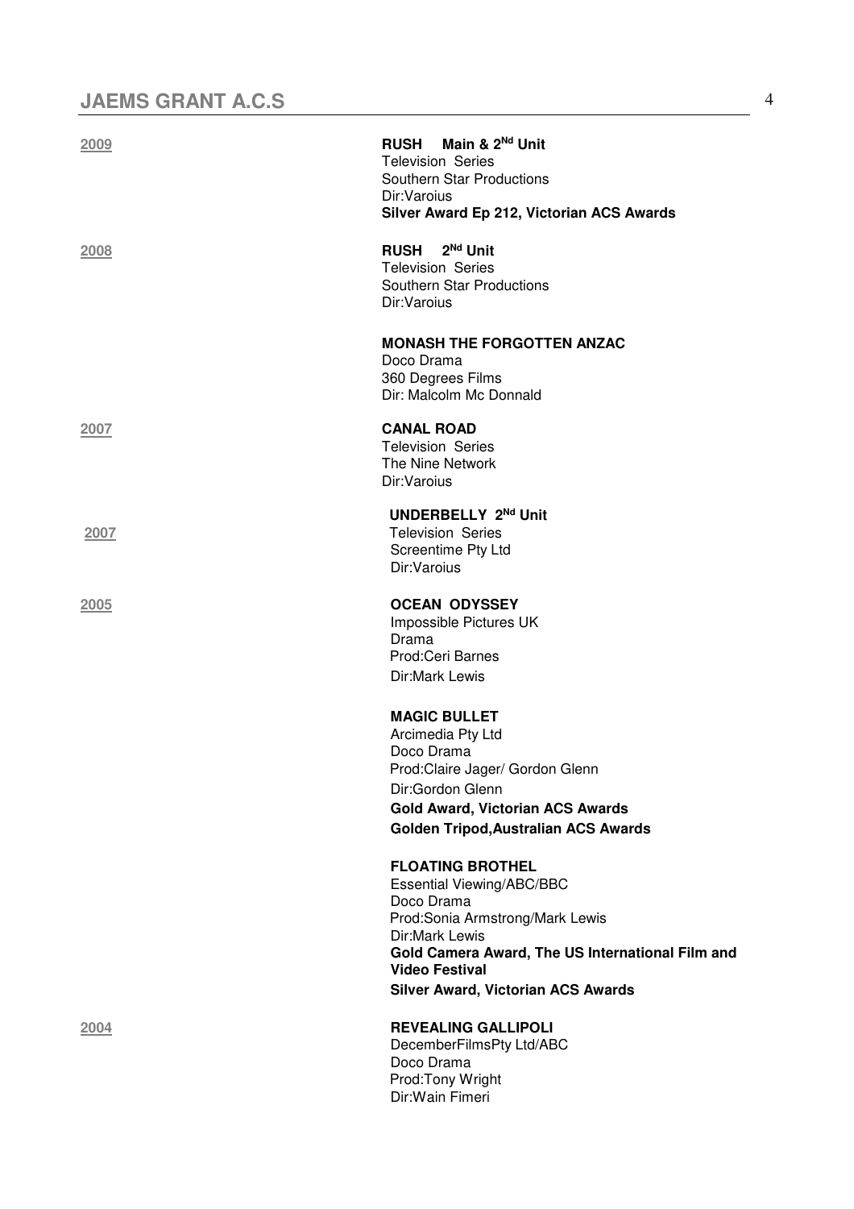**2009**

**RUSH Main & 2Nd Unit**
Television Series
Southern Star Productions
Dir:Varoius
**Silver Award Ep 212, Victorian ACS Awards**

**2008**

**RUSH 2Nd Unit**
Television Series
Southern Star Productions
Dir:Varoius

**MONASH THE FORGOTTEN ANZAC**
Doco Drama
360 Degrees Films
Dir: Malcolm Mc Donnald

**2007**

**CANAL ROAD**
Television Series
The Nine Network
Dir:Varoius

**2007**

**UNDERBELLY 2Nd Unit**
Television Series
Screentime Pty Ltd
Dir:Varoius

**2005**

**OCEAN ODYSSEY**
Impossible Pictures UK
Drama
Prod:Ceri Barnes
Dir:Mark Lewis

**MAGIC BULLET**
Arcimedia Pty Ltd
Doco Drama
Prod:Claire Jager/ Gordon Glenn
Dir:Gordon Glenn
**Gold Award, Victorian ACS Awards**
**Golden Tripod,Australian ACS Awards**

**FLOATING BROTHEL**
Essential Viewing/ABC/BBC
Doco Drama
Prod:Sonia Armstrong/Mark Lewis
Dir:Mark Lewis
**Gold Camera Award, The US International Film and Video Festival**
**Silver Award, Victorian ACS Awards**

**2004**

**REVEALING GALLIPOLI**
DecemberFilmsPty Ltd/ABC
Doco Drama
Prod:Tony Wright
Dir:Wain Fimeri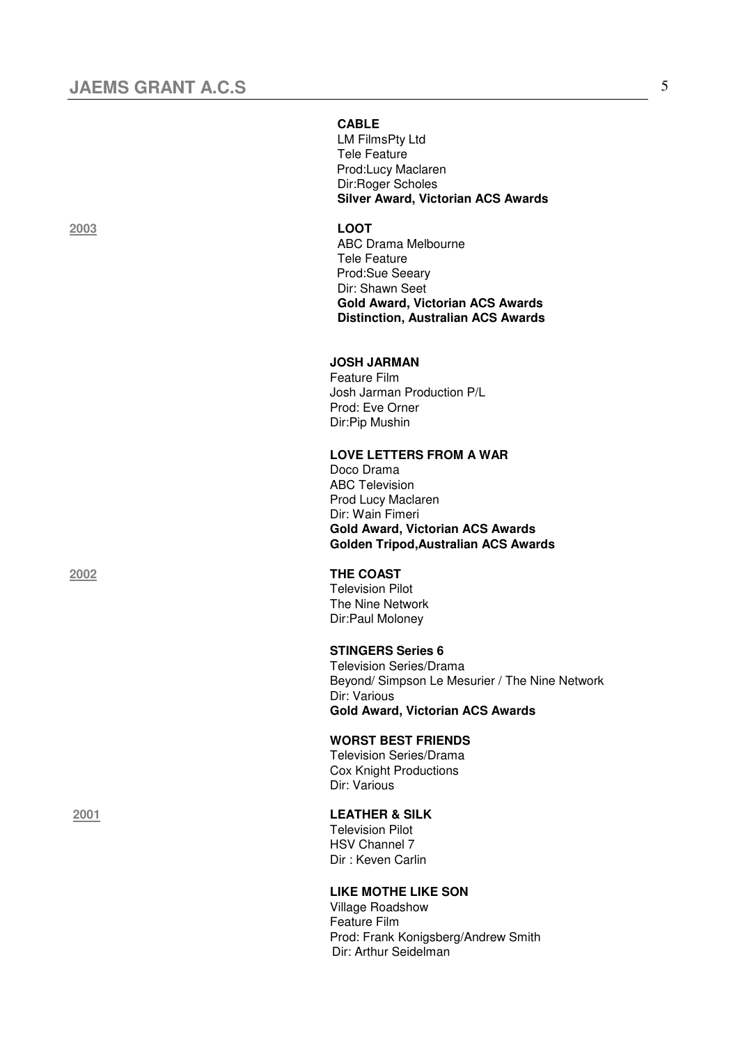**CABLE**
LM FilmsPty Ltd
Tele Feature
Prod:Lucy Maclaren
Dir:Roger Scholes
**Silver Award, Victorian ACS Awards**

**2003**

**LOOT**
ABC Drama Melbourne
Tele Feature
Prod:Sue Seeary
Dir: Shawn Seet
**Gold Award, Victorian ACS Awards**
**Distinction, Australian ACS Awards**

**JOSH JARMAN**
Feature Film
Josh Jarman Production P/L
Prod: Eve Orner
Dir:Pip Mushin

**LOVE LETTERS FROM A WAR**
Doco Drama
ABC Television
Prod Lucy Maclaren
Dir: Wain Fimeri
**Gold Award, Victorian ACS Awards**
**Golden Tripod,Australian ACS Awards**

**2002**

**THE COAST**
Television Pilot
The Nine Network
Dir:Paul Moloney

**STINGERS Series 6**
Television Series/Drama
Beyond/ Simpson Le Mesurier / The Nine Network
Dir: Various
**Gold Award, Victorian ACS Awards**

**WORST BEST FRIENDS**
Television Series/Drama
Cox Knight Productions
Dir: Various

**2001**

**LEATHER & SILK**
Television Pilot
HSV Channel 7
Dir : Keven Carlin

**LIKE MOTHE LIKE SON**
Village Roadshow
Feature Film
Prod: Frank Konigsberg/Andrew Smith
Dir: Arthur Seidelman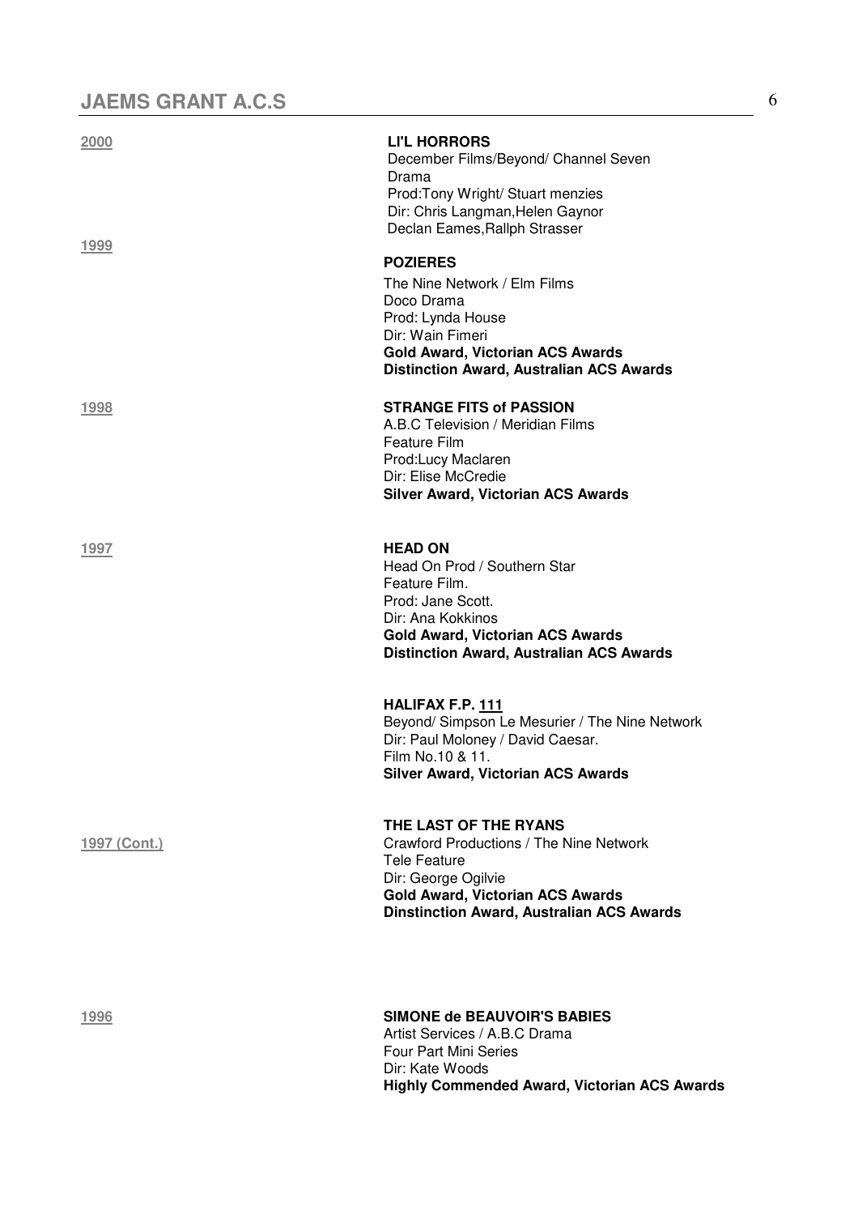**2000**

**LI'L HORRORS**
December Films/Beyond/ Channel Seven
Drama
Prod:Tony Wright/ Stuart menzies
Dir: Chris Langman,Helen Gaynor
Declan Eames,Rallph Strasser

**1999**

**POZIERES**
The Nine Network / Elm Films
Doco Drama
Prod: Lynda House
Dir: Wain Fimeri
**Gold Award, Victorian ACS Awards**
**Distinction Award, Australian ACS Awards**

**1998**

**STRANGE FITS of PASSION**
A.B.C Television / Meridian Films
Feature Film
Prod:Lucy Maclaren
Dir: Elise McCredie
**Silver Award, Victorian ACS Awards**

**1997**

**HEAD ON**
Head On Prod / Southern Star
Feature Film.
Prod: Jane Scott.
Dir: Ana Kokkinos
**Gold Award, Victorian ACS Awards**
**Distinction Award, Australian ACS Awards**

**HALIFAX F.P. 111**
Beyond/ Simpson Le Mesurier / The Nine Network
Dir: Paul Moloney / David Caesar.
Film No.10 & 11.
**Silver Award, Victorian ACS Awards**

**1997 (Cont.)**

**THE LAST OF THE RYANS**
Crawford Productions / The Nine Network
Tele Feature
Dir: George Ogilvie
**Gold Award, Victorian ACS Awards**
**Dinstinction Award, Australian ACS Awards**

**1996**

**SIMONE de BEAUVOIR'S BABIES**
Artist Services / A.B.C Drama
Four Part Mini Series
Dir: Kate Woods
**Highly Commended Award, Victorian ACS Awards**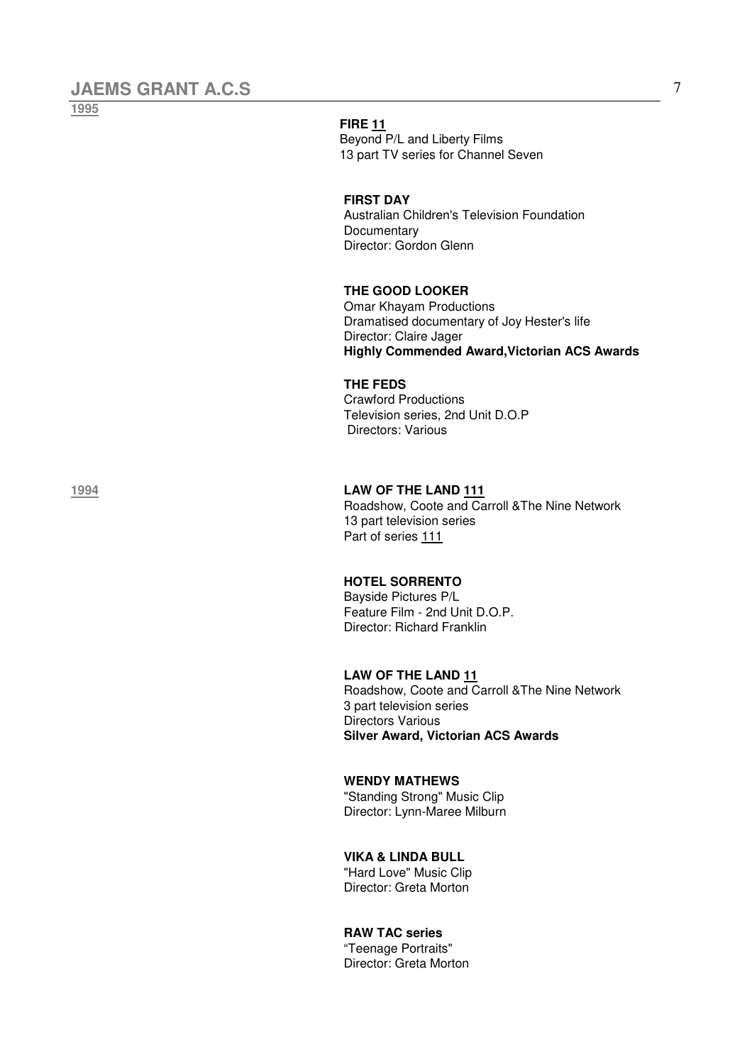**1995**

**FIRE 11**
Beyond P/L and Liberty Films
13 part TV series for Channel Seven

**FIRST DAY**
Australian Children's Television Foundation
Documentary
Director: Gordon Glenn

**THE GOOD LOOKER**
Omar Khayam Productions
Dramatised documentary of Joy Hester's life
Director: Claire Jager
**Highly Commended Award,Victorian ACS Awards**

**THE FEDS**
Crawford Productions
Television series, 2nd Unit D.O.P
Directors: Various

**1994**

**LAW OF THE LAND 111**
Roadshow, Coote and Carroll &The Nine Network
13 part television series
Part of series 111

**HOTEL SORRENTO**
Bayside Pictures P/L
Feature Film - 2nd Unit D.O.P.
Director: Richard Franklin

**LAW OF THE LAND 11**
Roadshow, Coote and Carroll &The Nine Network
3 part television series
Directors Various
**Silver Award, Victorian ACS Awards**

**WENDY MATHEWS**
"Standing Strong" Music Clip
Director: Lynn-Maree Milburn

**VIKA & LINDA BULL**
"Hard Love" Music Clip
Director: Greta Morton

**RAW TAC series**
"Teenage Portraits"
Director: Greta Morton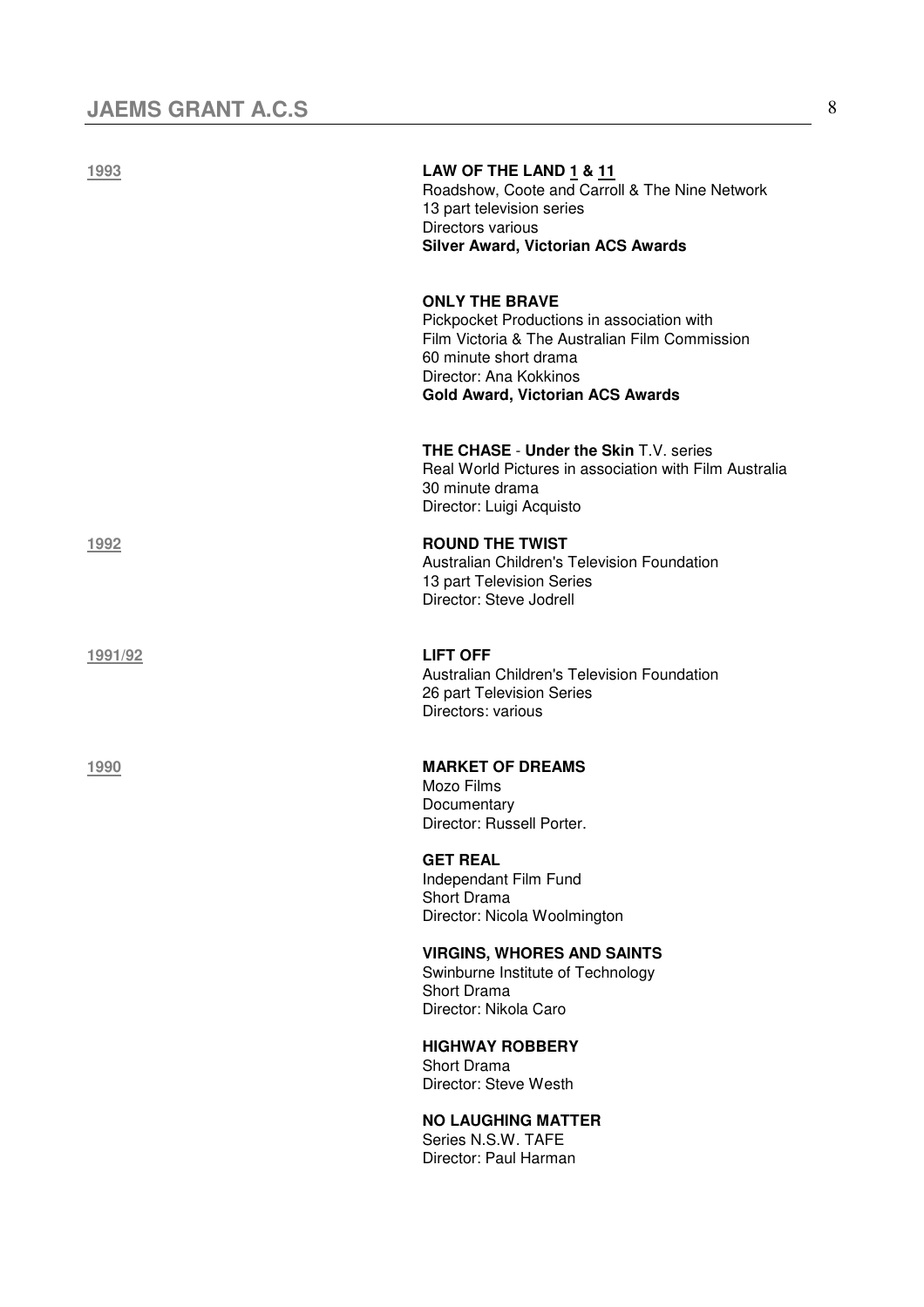**1993**

**LAW OF THE LAND 1 & 11**
Roadshow, Coote and Carroll & The Nine Network
13 part television series
Directors various
**Silver Award, Victorian ACS Awards**

**ONLY THE BRAVE**
Pickpocket Productions in association with
Film Victoria & The Australian Film Commission
60 minute short drama
Director: Ana Kokkinos
**Gold Award, Victorian ACS Awards**

**THE CHASE** - **Under the Skin** T.V. series
Real World Pictures in association with Film Australia
30 minute drama
Director: Luigi Acquisto

**1992**

**ROUND THE TWIST**
Australian Children's Television Foundation
13 part Television Series
Director: Steve Jodrell

**1991/92**

**LIFT OFF**
Australian Children's Television Foundation
26 part Television Series
Directors: various

**1990**

**MARKET OF DREAMS**
Mozo Films
Documentary
Director: Russell Porter.

**GET REAL**
Independant Film Fund
Short Drama
Director: Nicola Woolmington

**VIRGINS, WHORES AND SAINTS**
Swinburne Institute of Technology
Short Drama
Director: Nikola Caro

**HIGHWAY ROBBERY**
Short Drama
Director: Steve Westh

**NO LAUGHING MATTER**
Series N.S.W. TAFE
Director: Paul Harman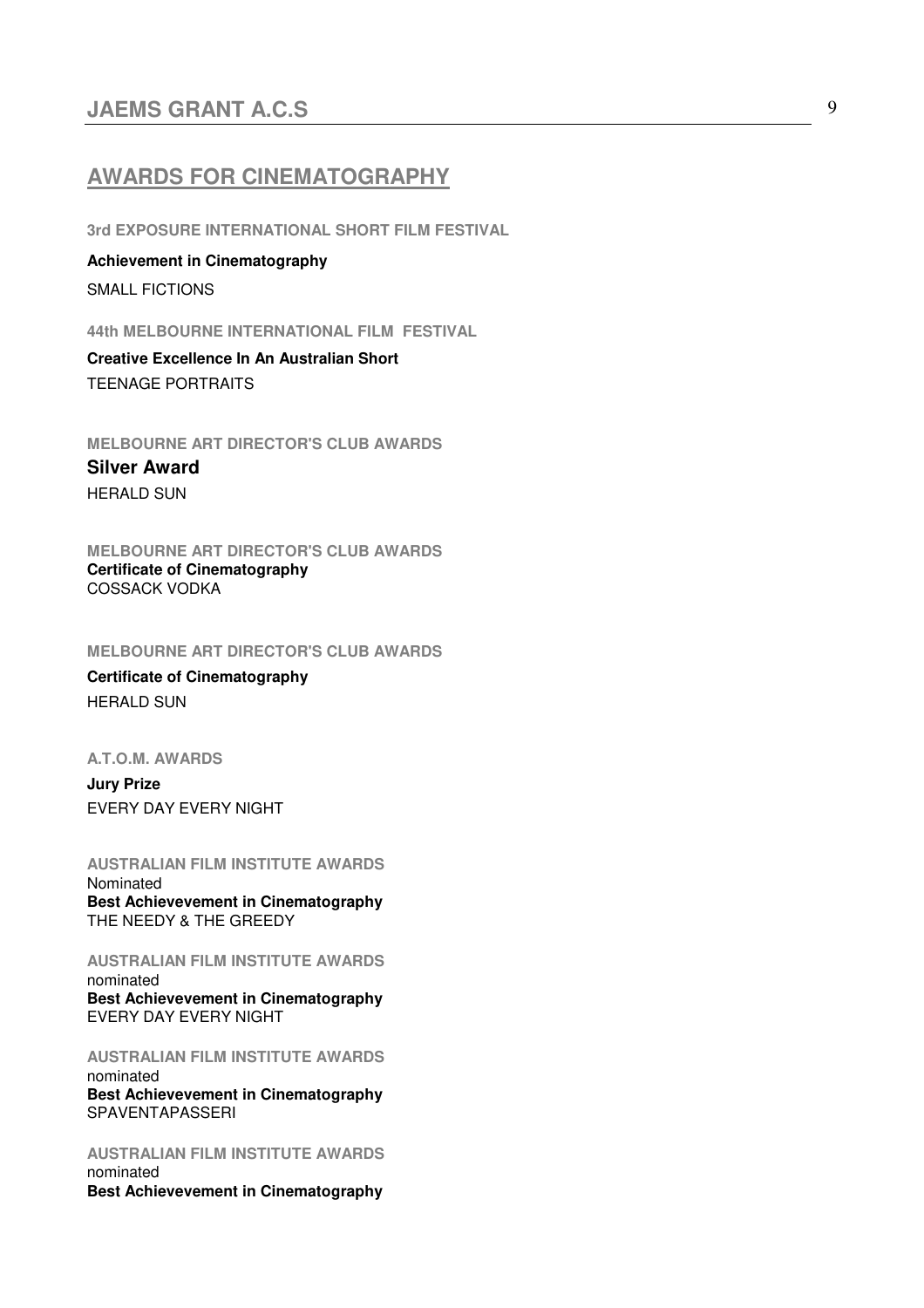## AWARDS FOR CINEMATOGRAPHY

**3rd EXPOSURE INTERNATIONAL SHORT FILM FESTIVAL**

**Achievement in Cinematography**

SMALL FICTIONS

**44th MELBOURNE INTERNATIONAL FILM FESTIVAL**

**Creative Excellence In An Australian Short**

TEENAGE PORTRAITS

**MELBOURNE ART DIRECTOR'S CLUB AWARDS**

**Silver Award**

HERALD SUN

**MELBOURNE ART DIRECTOR'S CLUB AWARDS**

**Certificate of Cinematography**

COSSACK VODKA

**MELBOURNE ART DIRECTOR'S CLUB AWARDS**

**Certificate of Cinematography**

HERALD SUN

**A.T.O.M. AWARDS**

**Jury Prize**

EVERY DAY EVERY NIGHT

**AUSTRALIAN FILM INSTITUTE AWARDS**

Nominated

**Best Achievevement in Cinematography**

THE NEEDY & THE GREEDY

**AUSTRALIAN FILM INSTITUTE AWARDS**

nominated

**Best Achievevement in Cinematography**

EVERY DAY EVERY NIGHT

**AUSTRALIAN FILM INSTITUTE AWARDS**

nominated

**Best Achievevement in Cinematography**

SPAVENTAPASSERI

**AUSTRALIAN FILM INSTITUTE AWARDS**

nominated

**Best Achievevement in Cinematography**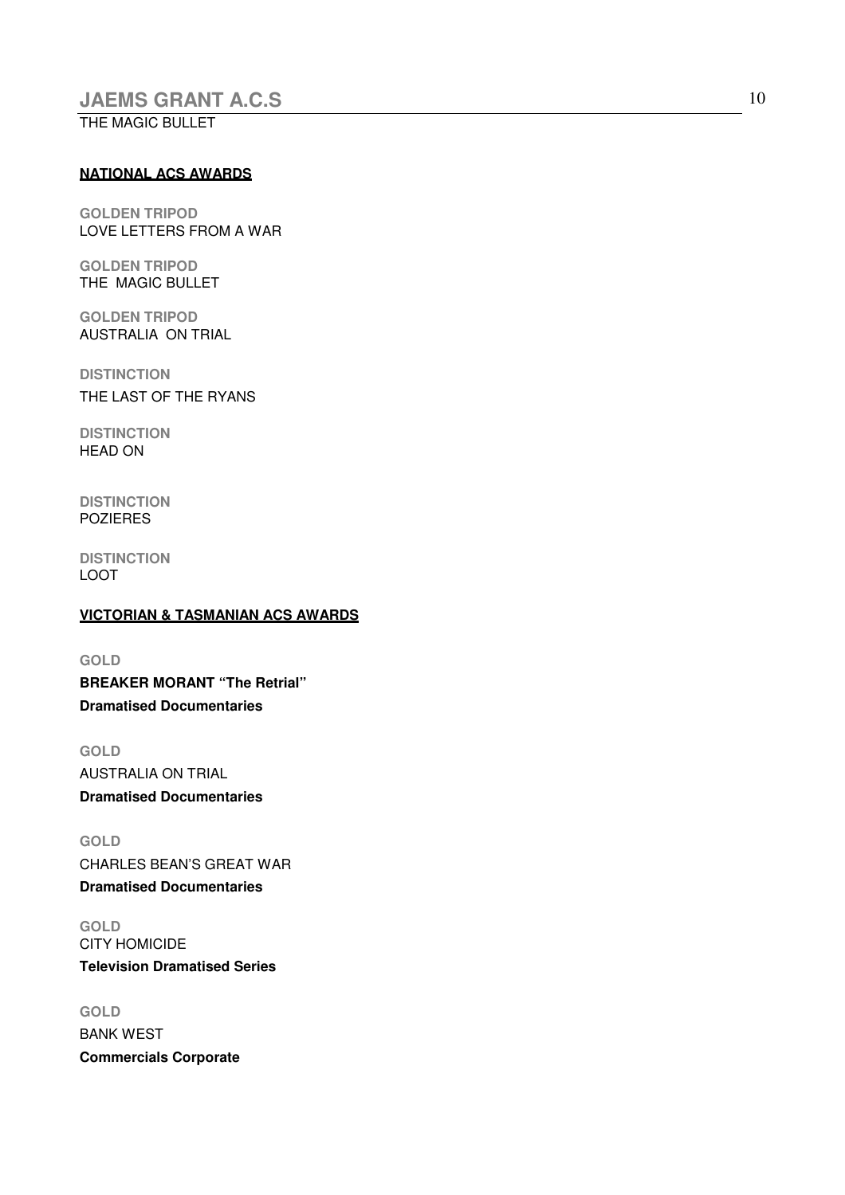## NATIONAL ACS AWARDS

**GOLDEN TRIPOD**
LOVE LETTERS FROM A WAR

**GOLDEN TRIPOD**
THE MAGIC BULLET

**GOLDEN TRIPOD**
AUSTRALIA ON TRIAL

**DISTINCTION**
THE LAST OF THE RYANS

**DISTINCTION**
HEAD ON

**DISTINCTION**
POZIERES

**DISTINCTION**
LOOT

## VICTORIAN & TASMANIAN ACS AWARDS

**GOLD**
**BREAKER MORANT "The Retrial"**
**Dramatised Documentaries**

**GOLD**
AUSTRALIA ON TRIAL
**Dramatised Documentaries**

**GOLD**
CHARLES BEAN'S GREAT WAR
**Dramatised Documentaries**

**GOLD**
CITY HOMICIDE
**Television Dramatised Series**

**GOLD**
BANK WEST
**Commercials Corporate**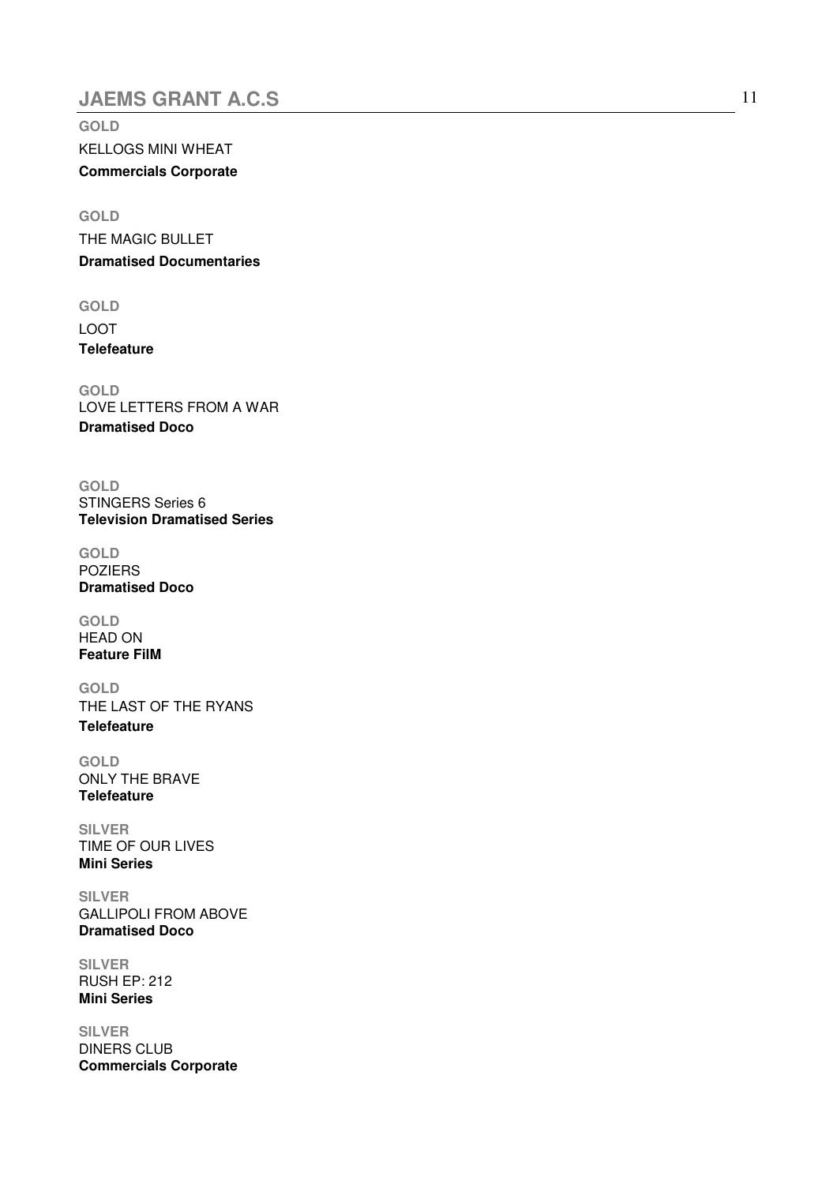**GOLD**
KELLOGS MINI WHEAT
**Commercials Corporate**

**GOLD**
THE MAGIC BULLET
**Dramatised Documentaries**

**GOLD**
LOOT
**Telefeature**

**GOLD**
LOVE LETTERS FROM A WAR
**Dramatised Doco**

**GOLD**
STINGERS Series 6
**Television Dramatised Series**

**GOLD**
POZIERS
**Dramatised Doco**

**GOLD**
HEAD ON
**Feature FilM**

**GOLD**
THE LAST OF THE RYANS
**Telefeature**

**GOLD**
ONLY THE BRAVE
**Telefeature**

**SILVER**
TIME OF OUR LIVES
**Mini Series**

**SILVER**
GALLIPOLI FROM ABOVE
**Dramatised Doco**

**SILVER**
RUSH EP: 212
**Mini Series**

**SILVER**
DINERS CLUB
**Commercials Corporate**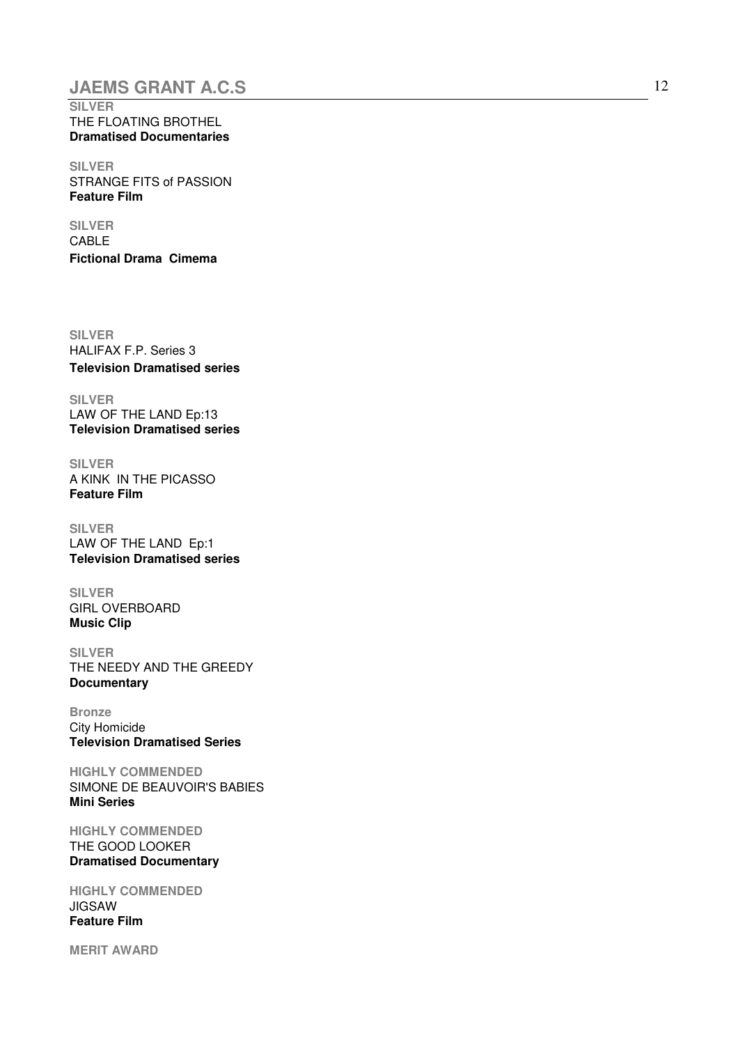**SILVER**
THE FLOATING BROTHEL
**Dramatised Documentaries**

**SILVER**
STRANGE FITS of PASSION
**Feature Film**

**SILVER**
CABLE
**Fictional Drama Cimema**

**SILVER**
HALIFAX F.P. Series 3
**Television Dramatised series**

**SILVER**
LAW OF THE LAND Ep:13
**Television Dramatised series**

**SILVER**
A KINK IN THE PICASSO
**Feature Film**

**SILVER**
LAW OF THE LAND Ep:1
**Television Dramatised series**

**SILVER**
GIRL OVERBOARD
**Music Clip**

**SILVER**
THE NEEDY AND THE GREEDY
**Documentary**

**Bronze**
City Homicide
**Television Dramatised Series**

**HIGHLY COMMENDED**
SIMONE DE BEAUVOIR'S BABIES
**Mini Series**

**HIGHLY COMMENDED**
THE GOOD LOOKER
**Dramatised Documentary**

**HIGHLY COMMENDED**
JIGSAW
**Feature Film**

**MERIT AWARD**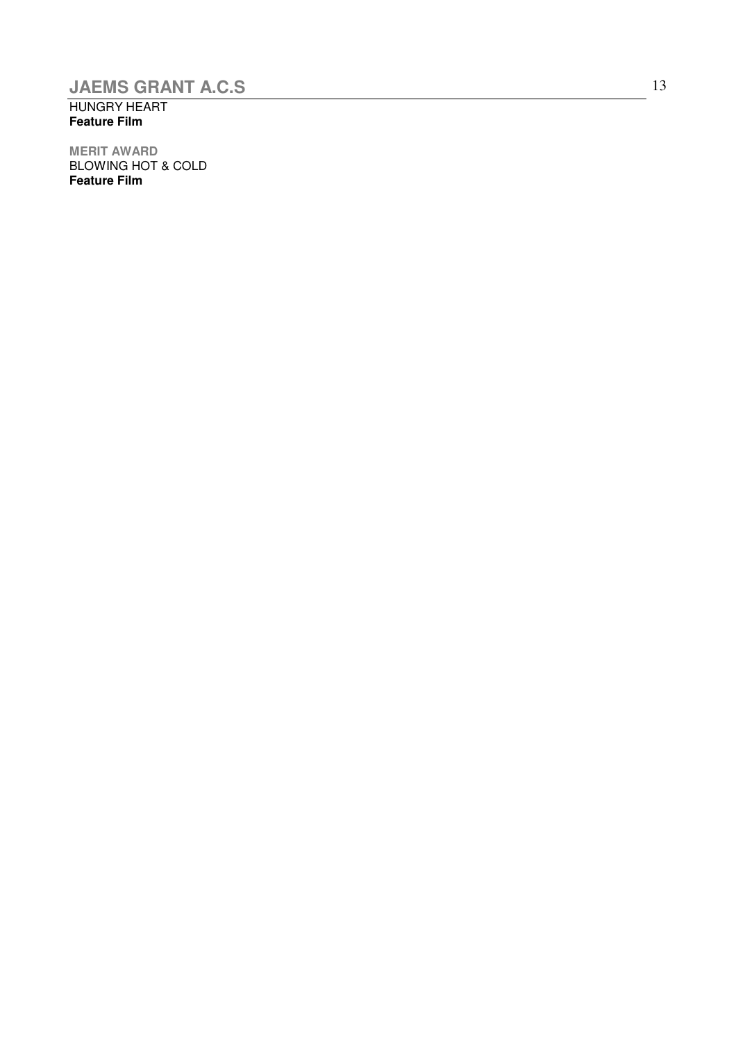HUNGRY HEART
**Feature Film**

**MERIT AWARD**
BLOWING HOT & COLD
**Feature Film**